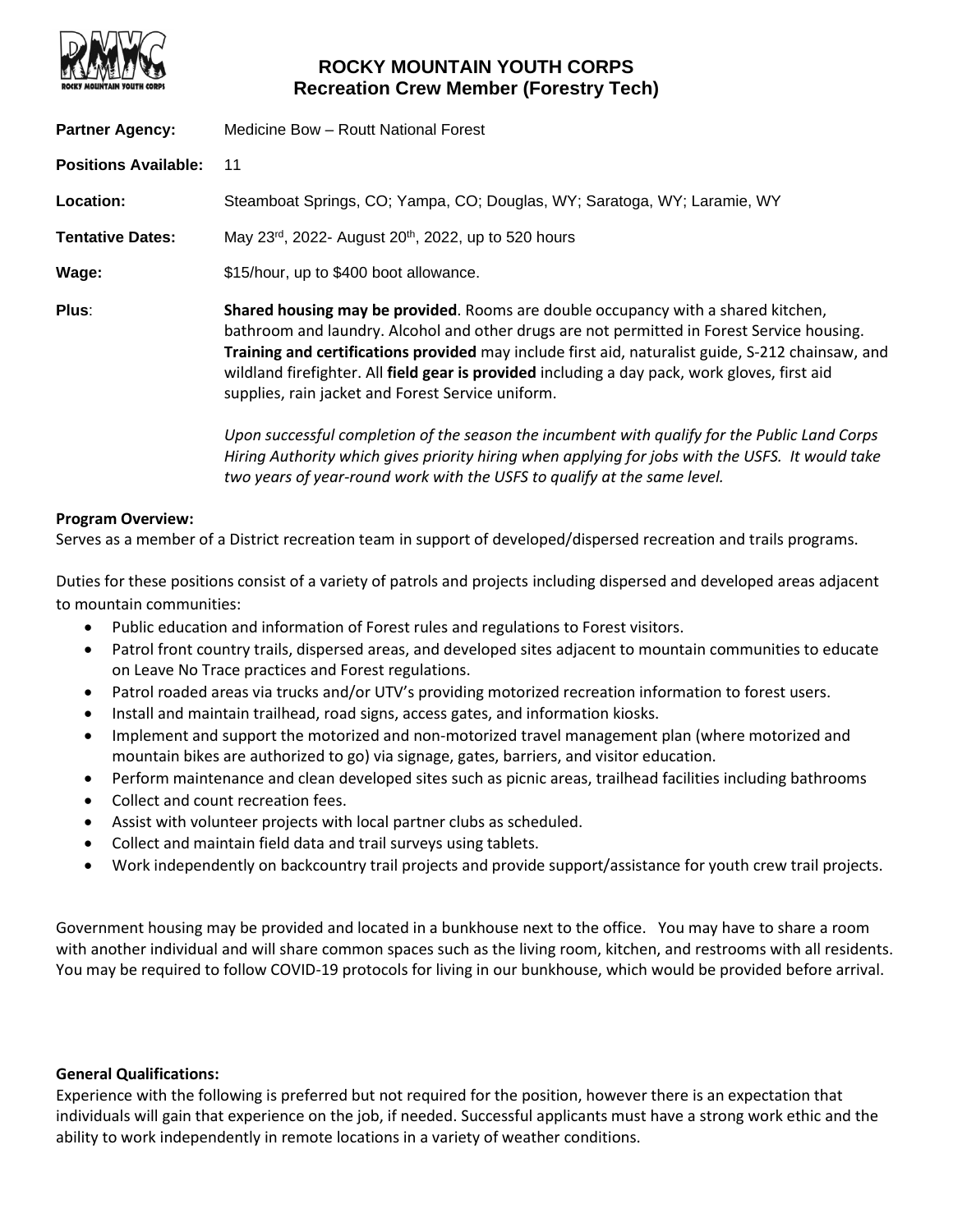# ROCKY MOUNTAIN YOUTH CORPS
## Recreation Crew Member (Forestry Tech)

**Partner Agency:** Medicine Bow – Routt National Forest

**Positions Available:** 11

**Location:** Steamboat Springs, CO; Yampa, CO; Douglas, WY; Saratoga, WY; Laramie, WY

**Tentative Dates:** May 23rd, 2022- August 20th, 2022, up to 520 hours

**Wage:** $15/hour, up to $400 boot allowance.

**Plus**: **Shared housing may be provided**. Rooms are double occupancy with a shared kitchen, bathroom and laundry. Alcohol and other drugs are not permitted in Forest Service housing. **Training and certifications provided** may include first aid, naturalist guide, S-212 chainsaw, and wildland firefighter. All **field gear is provided** including a day pack, work gloves, first aid supplies, rain jacket and Forest Service uniform.

*Upon successful completion of the season the incumbent with qualify for the Public Land Corps Hiring Authority which gives priority hiring when applying for jobs with the USFS. It would take two years of year-round work with the USFS to qualify at the same level.*

**Program Overview:**

Serves as a member of a District recreation team in support of developed/dispersed recreation and trails programs.

Duties for these positions consist of a variety of patrols and projects including dispersed and developed areas adjacent to mountain communities:

- Public education and information of Forest rules and regulations to Forest visitors.
- Patrol front country trails, dispersed areas, and developed sites adjacent to mountain communities to educate on Leave No Trace practices and Forest regulations.
- Patrol roaded areas via trucks and/or UTV's providing motorized recreation information to forest users.
- Install and maintain trailhead, road signs, access gates, and information kiosks.
- Implement and support the motorized and non-motorized travel management plan (where motorized and mountain bikes are authorized to go) via signage, gates, barriers, and visitor education.
- Perform maintenance and clean developed sites such as picnic areas, trailhead facilities including bathrooms
- Collect and count recreation fees.
- Assist with volunteer projects with local partner clubs as scheduled.
- Collect and maintain field data and trail surveys using tablets.
- Work independently on backcountry trail projects and provide support/assistance for youth crew trail projects.

Government housing may be provided and located in a bunkhouse next to the office. You may have to share a room with another individual and will share common spaces such as the living room, kitchen, and restrooms with all residents. You may be required to follow COVID-19 protocols for living in our bunkhouse, which would be provided before arrival.

**General Qualifications:**

Experience with the following is preferred but not required for the position, however there is an expectation that individuals will gain that experience on the job, if needed. Successful applicants must have a strong work ethic and the ability to work independently in remote locations in a variety of weather conditions.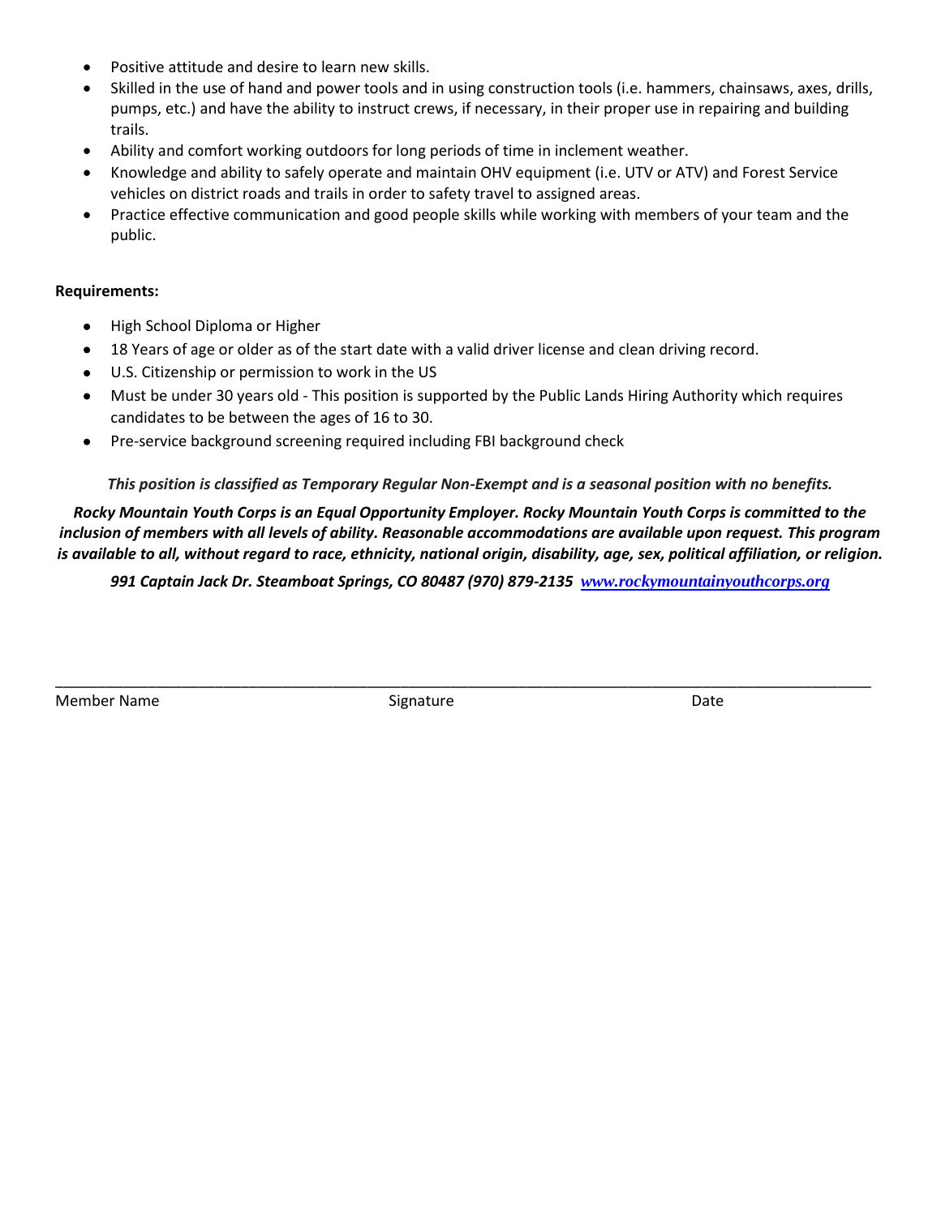- Positive attitude and desire to learn new skills.
- Skilled in the use of hand and power tools and in using construction tools (i.e. hammers, chainsaws, axes, drills, pumps, etc.) and have the ability to instruct crews, if necessary, in their proper use in repairing and building trails.
- Ability and comfort working outdoors for long periods of time in inclement weather.
- Knowledge and ability to safely operate and maintain OHV equipment (i.e. UTV or ATV) and Forest Service vehicles on district roads and trails in order to safety travel to assigned areas.
- Practice effective communication and good people skills while working with members of your team and the public.

**Requirements:**

- High School Diploma or Higher
- 18 Years of age or older as of the start date with a valid driver license and clean driving record.
- U.S. Citizenship or permission to work in the US
- Must be under 30 years old - This position is supported by the Public Lands Hiring Authority which requires candidates to be between the ages of 16 to 30.
- Pre-service background screening required including FBI background check

***This position is classified as Temporary Regular Non-Exempt and is a seasonal position with no benefits.***

***Rocky Mountain Youth Corps is an Equal Opportunity Employer. Rocky Mountain Youth Corps is committed to the inclusion of members with all levels of ability. Reasonable accommodations are available upon request. This program is available to all, without regard to race, ethnicity, national origin, disability, age, sex, political affiliation, or religion.***

***991 Captain Jack Dr. Steamboat Springs, CO 80487 (970) 879-2135 [www.rockymountainyouthcorps.org](http://www.rockymountainyouthcorps.org)***

_______________________________________________________________________________________

Member Name          Signature          Date